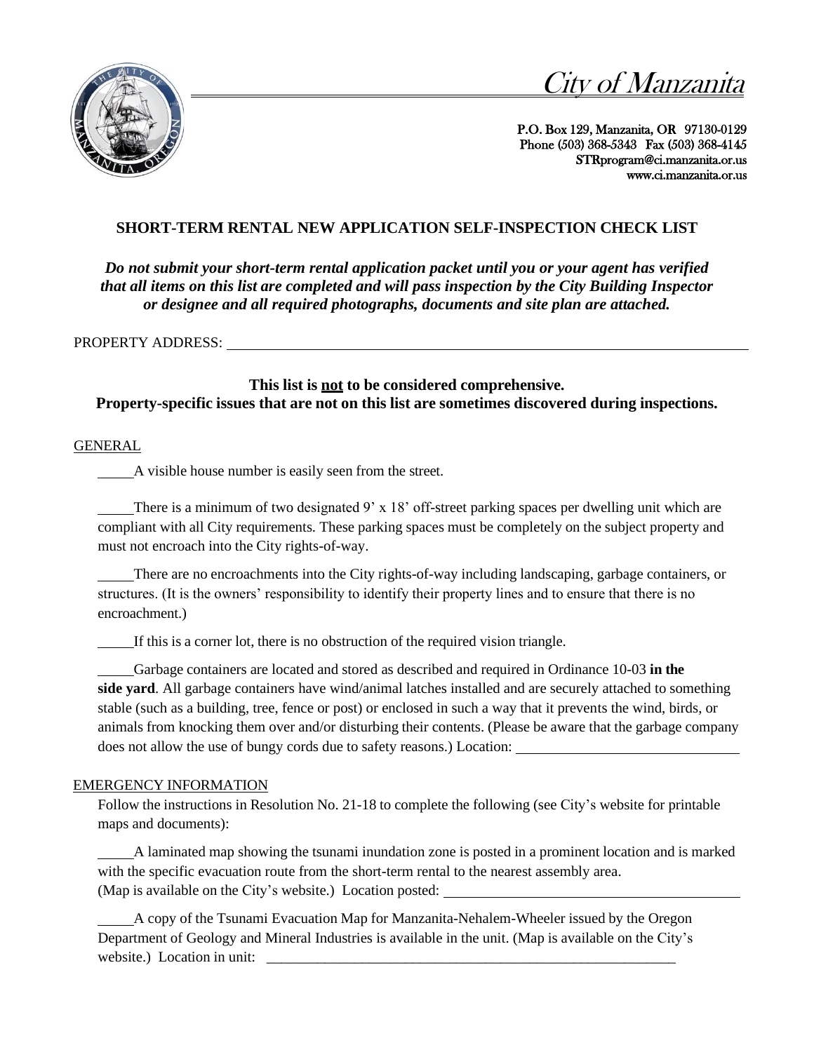# City of Manzanita

P.O. Box 129, Manzanita, OR 97130-0129
Phone (503) 368-5343 Fax (503) 368-4145
STRprogram@ci.manzanita.or.us
www.ci.manzanita.or.us

## SHORT-TERM RENTAL NEW APPLICATION SELF-INSPECTION CHECK LIST

***Do not submit your short-term rental application packet until you or your agent has verified that all items on this list are completed and will pass inspection by the City Building Inspector or designee and all required photographs, documents and site plan are attached.***

PROPERTY ADDRESS: ______________________________________________

**This list is <u>not</u> to be considered comprehensive.**
**Property-specific issues that are not on this list are sometimes discovered during inspections.**

<u>GENERAL</u>

_____A visible house number is easily seen from the street.

_____There is a minimum of two designated 9' x 18' off-street parking spaces per dwelling unit which are compliant with all City requirements. These parking spaces must be completely on the subject property and must not encroach into the City rights-of-way.

_____There are no encroachments into the City rights-of-way including landscaping, garbage containers, or structures. (It is the owners' responsibility to identify their property lines and to ensure that there is no encroachment.)

_____If this is a corner lot, there is no obstruction of the required vision triangle.

_____Garbage containers are located and stored as described and required in Ordinance 10-03 **in the side yard**. All garbage containers have wind/animal latches installed and are securely attached to something stable (such as a building, tree, fence or post) or enclosed in such a way that it prevents the wind, birds, or animals from knocking them over and/or disturbing their contents. (Please be aware that the garbage company does not allow the use of bungy cords due to safety reasons.) Location: ______________________

<u>EMERGENCY INFORMATION</u>

Follow the instructions in Resolution No. 21-18 to complete the following (see City's website for printable maps and documents):

_____A laminated map showing the tsunami inundation zone is posted in a prominent location and is marked with the specific evacuation route from the short-term rental to the nearest assembly area. (Map is available on the City's website.) Location posted: ______________________

_____A copy of the Tsunami Evacuation Map for Manzanita-Nehalem-Wheeler issued by the Oregon Department of Geology and Mineral Industries is available in the unit. (Map is available on the City's website.) Location in unit: ______________________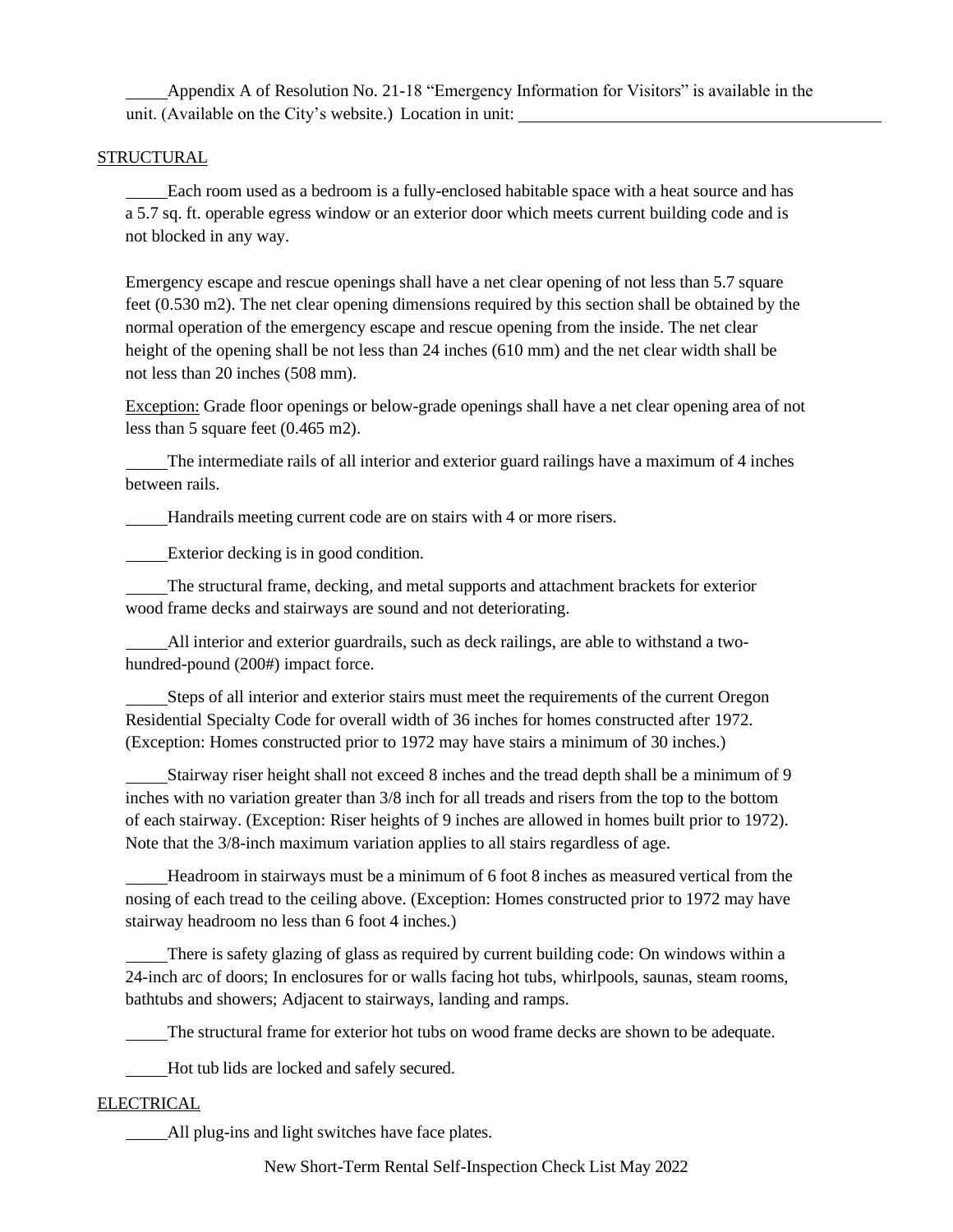\_\_\_\_\_Appendix A of Resolution No. 21-18 "Emergency Information for Visitors" is available in the unit. (Available on the City's website.) Location in unit: \_\_\_\_\_\_\_\_\_\_\_\_\_\_\_\_\_\_\_\_\_\_\_\_\_\_\_\_\_\_\_\_\_\_\_\_\_\_\_\_

STRUCTURAL

\_\_\_\_\_Each room used as a bedroom is a fully-enclosed habitable space with a heat source and has a 5.7 sq. ft. operable egress window or an exterior door which meets current building code and is not blocked in any way.

Emergency escape and rescue openings shall have a net clear opening of not less than 5.7 square feet (0.530 m2). The net clear opening dimensions required by this section shall be obtained by the normal operation of the emergency escape and rescue opening from the inside. The net clear height of the opening shall be not less than 24 inches (610 mm) and the net clear width shall be not less than 20 inches (508 mm).

Exception: Grade floor openings or below-grade openings shall have a net clear opening area of not less than 5 square feet (0.465 m2).

\_\_\_\_\_The intermediate rails of all interior and exterior guard railings have a maximum of 4 inches between rails.

\_\_\_\_\_Handrails meeting current code are on stairs with 4 or more risers.

\_\_\_\_\_Exterior decking is in good condition.

\_\_\_\_\_The structural frame, decking, and metal supports and attachment brackets for exterior wood frame decks and stairways are sound and not deteriorating.

\_\_\_\_\_All interior and exterior guardrails, such as deck railings, are able to withstand a two-hundred-pound (200#) impact force.

\_\_\_\_\_Steps of all interior and exterior stairs must meet the requirements of the current Oregon Residential Specialty Code for overall width of 36 inches for homes constructed after 1972. (Exception: Homes constructed prior to 1972 may have stairs a minimum of 30 inches.)

\_\_\_\_\_Stairway riser height shall not exceed 8 inches and the tread depth shall be a minimum of 9 inches with no variation greater than 3/8 inch for all treads and risers from the top to the bottom of each stairway. (Exception: Riser heights of 9 inches are allowed in homes built prior to 1972). Note that the 3/8-inch maximum variation applies to all stairs regardless of age.

\_\_\_\_\_Headroom in stairways must be a minimum of 6 foot 8 inches as measured vertical from the nosing of each tread to the ceiling above. (Exception: Homes constructed prior to 1972 may have stairway headroom no less than 6 foot 4 inches.)

\_\_\_\_\_There is safety glazing of glass as required by current building code: On windows within a 24-inch arc of doors; In enclosures for or walls facing hot tubs, whirlpools, saunas, steam rooms, bathtubs and showers; Adjacent to stairways, landing and ramps.

\_\_\_\_\_The structural frame for exterior hot tubs on wood frame decks are shown to be adequate.

\_\_\_\_\_Hot tub lids are locked and safely secured.

ELECTRICAL

\_\_\_\_\_All plug-ins and light switches have face plates.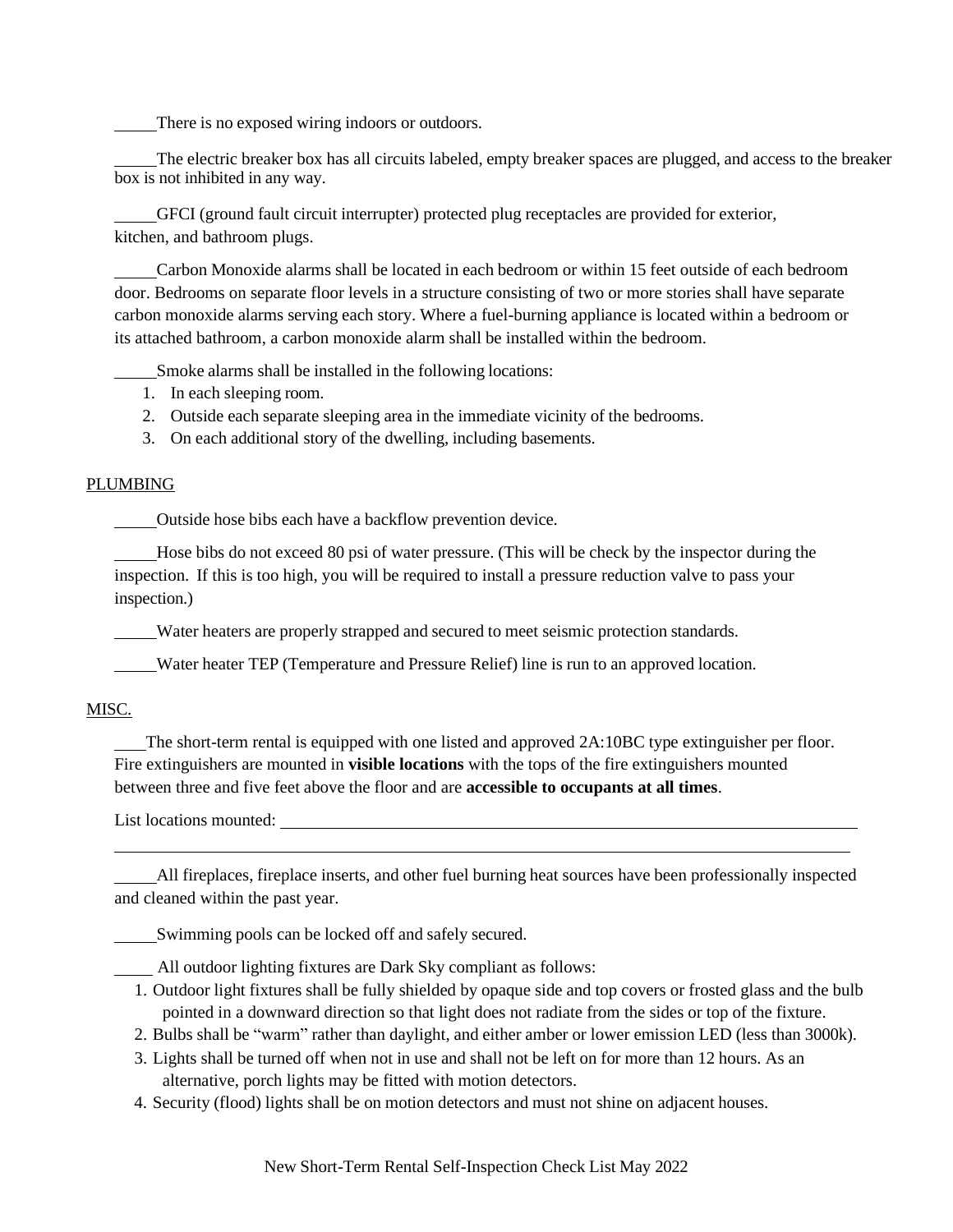_____There is no exposed wiring indoors or outdoors.

_____The electric breaker box has all circuits labeled, empty breaker spaces are plugged, and access to the breaker box is not inhibited in any way.

_____GFCI (ground fault circuit interrupter) protected plug receptacles are provided for exterior, kitchen, and bathroom plugs.

_____Carbon Monoxide alarms shall be located in each bedroom or within 15 feet outside of each bedroom door. Bedrooms on separate floor levels in a structure consisting of two or more stories shall have separate carbon monoxide alarms serving each story. Where a fuel-burning appliance is located within a bedroom or its attached bathroom, a carbon monoxide alarm shall be installed within the bedroom.

_____Smoke alarms shall be installed in the following locations:

1. In each sleeping room.
2. Outside each separate sleeping area in the immediate vicinity of the bedrooms.
3. On each additional story of the dwelling, including basements.

PLUMBING

_____Outside hose bibs each have a backflow prevention device.

_____Hose bibs do not exceed 80 psi of water pressure. (This will be check by the inspector during the inspection. If this is too high, you will be required to install a pressure reduction valve to pass your inspection.)

_____Water heaters are properly strapped and secured to meet seismic protection standards.

_____Water heater TEP (Temperature and Pressure Relief) line is run to an approved location.

MISC.

____The short-term rental is equipped with one listed and approved 2A:10BC type extinguisher per floor. Fire extinguishers are mounted in **visible locations** with the tops of the fire extinguishers mounted between three and five feet above the floor and are **accessible to occupants at all times**.

List locations mounted: ______________________________________________________________

______________________________________________________________________________

_____All fireplaces, fireplace inserts, and other fuel burning heat sources have been professionally inspected and cleaned within the past year.

_____Swimming pools can be locked off and safely secured.

_____ All outdoor lighting fixtures are Dark Sky compliant as follows:

1. Outdoor light fixtures shall be fully shielded by opaque side and top covers or frosted glass and the bulb pointed in a downward direction so that light does not radiate from the sides or top of the fixture.
2. Bulbs shall be "warm" rather than daylight, and either amber or lower emission LED (less than 3000k).
3. Lights shall be turned off when not in use and shall not be left on for more than 12 hours. As an alternative, porch lights may be fitted with motion detectors.
4. Security (flood) lights shall be on motion detectors and must not shine on adjacent houses.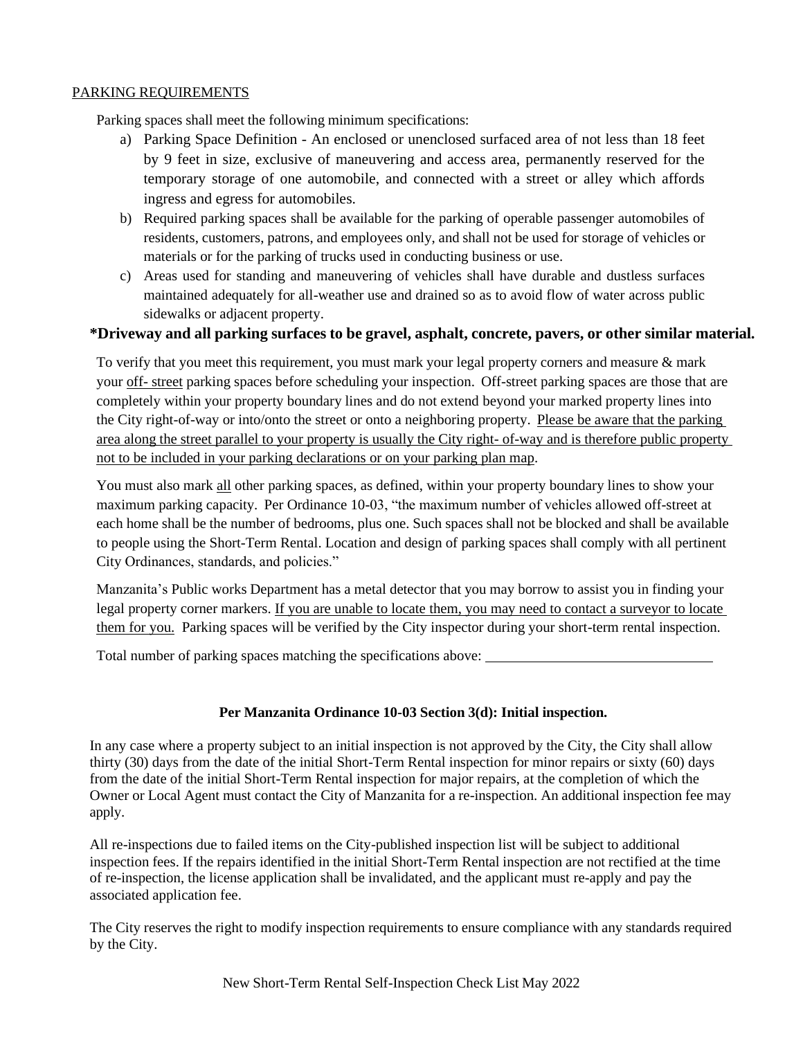## PARKING REQUIREMENTS

Parking spaces shall meet the following minimum specifications:

a) Parking Space Definition - An enclosed or unenclosed surfaced area of not less than 18 feet by 9 feet in size, exclusive of maneuvering and access area, permanently reserved for the temporary storage of one automobile, and connected with a street or alley which affords ingress and egress for automobiles.

b) Required parking spaces shall be available for the parking of operable passenger automobiles of residents, customers, patrons, and employees only, and shall not be used for storage of vehicles or materials or for the parking of trucks used in conducting business or use.

c) Areas used for standing and maneuvering of vehicles shall have durable and dustless surfaces maintained adequately for all-weather use and drained so as to avoid flow of water across public sidewalks or adjacent property.

**\*Driveway and all parking surfaces to be gravel, asphalt, concrete, pavers, or other similar material.**

To verify that you meet this requirement, you must mark your legal property corners and measure & mark your off- street parking spaces before scheduling your inspection. Off-street parking spaces are those that are completely within your property boundary lines and do not extend beyond your marked property lines into the City right-of-way or into/onto the street or onto a neighboring property. Please be aware that the parking area along the street parallel to your property is usually the City right- of-way and is therefore public property not to be included in your parking declarations or on your parking plan map.

You must also mark all other parking spaces, as defined, within your property boundary lines to show your maximum parking capacity. Per Ordinance 10-03, "the maximum number of vehicles allowed off-street at each home shall be the number of bedrooms, plus one. Such spaces shall not be blocked and shall be available to people using the Short-Term Rental. Location and design of parking spaces shall comply with all pertinent City Ordinances, standards, and policies."

Manzanita's Public works Department has a metal detector that you may borrow to assist you in finding your legal property corner markers. If you are unable to locate them, you may need to contact a surveyor to locate them for you. Parking spaces will be verified by the City inspector during your short-term rental inspection.

Total number of parking spaces matching the specifications above: ________________________________

**Per Manzanita Ordinance 10-03 Section 3(d): Initial inspection.**

In any case where a property subject to an initial inspection is not approved by the City, the City shall allow thirty (30) days from the date of the initial Short-Term Rental inspection for minor repairs or sixty (60) days from the date of the initial Short-Term Rental inspection for major repairs, at the completion of which the Owner or Local Agent must contact the City of Manzanita for a re-inspection. An additional inspection fee may apply.

All re-inspections due to failed items on the City-published inspection list will be subject to additional inspection fees. If the repairs identified in the initial Short-Term Rental inspection are not rectified at the time of re-inspection, the license application shall be invalidated, and the applicant must re-apply and pay the associated application fee.

The City reserves the right to modify inspection requirements to ensure compliance with any standards required by the City.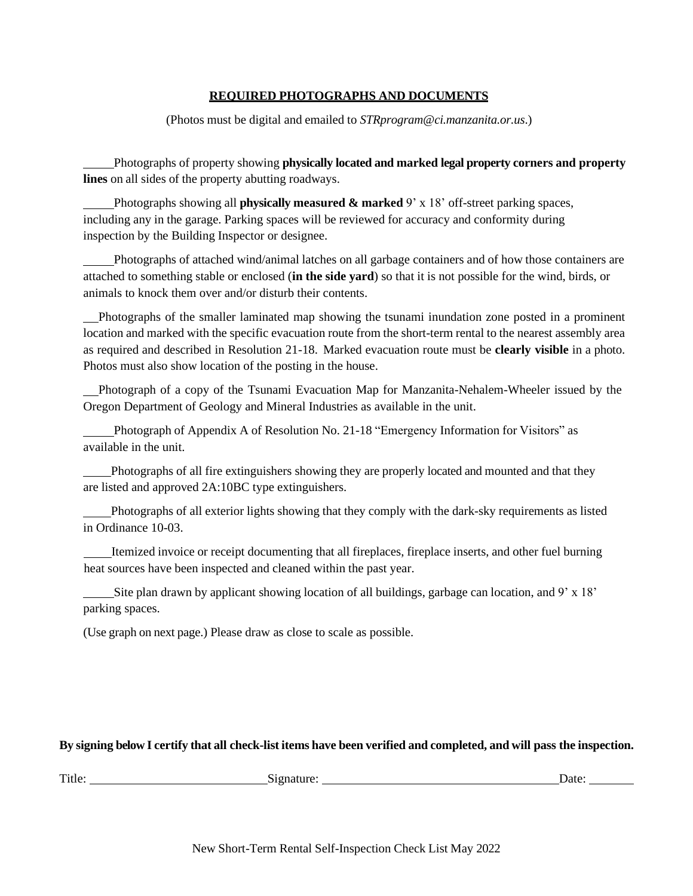**REQUIRED PHOTOGRAPHS AND DOCUMENTS**

(Photos must be digital and emailed to *STRprogram@ci.manzanita.or.us*.)

_____ Photographs of property showing **physically located and marked legal property corners and property lines** on all sides of the property abutting roadways.

_____ Photographs showing all **physically measured & marked** 9' x 18' off-street parking spaces, including any in the garage. Parking spaces will be reviewed for accuracy and conformity during inspection by the Building Inspector or designee.

_____ Photographs of attached wind/animal latches on all garbage containers and of how those containers are attached to something stable or enclosed (**in the side yard**) so that it is not possible for the wind, birds, or animals to knock them over and/or disturb their contents.

__ Photographs of the smaller laminated map showing the tsunami inundation zone posted in a prominent location and marked with the specific evacuation route from the short-term rental to the nearest assembly area as required and described in Resolution 21-18. Marked evacuation route must be **clearly visible** in a photo. Photos must also show location of the posting in the house.

__ Photograph of a copy of the Tsunami Evacuation Map for Manzanita-Nehalem-Wheeler issued by the Oregon Department of Geology and Mineral Industries as available in the unit.

_____ Photograph of Appendix A of Resolution No. 21-18 "Emergency Information for Visitors" as available in the unit.

_____ Photographs of all fire extinguishers showing they are properly located and mounted and that they are listed and approved 2A:10BC type extinguishers.

_____ Photographs of all exterior lights showing that they comply with the dark-sky requirements as listed in Ordinance 10-03.

_____ Itemized invoice or receipt documenting that all fireplaces, fireplace inserts, and other fuel burning heat sources have been inspected and cleaned within the past year.

_____ Site plan drawn by applicant showing location of all buildings, garbage can location, and 9' x 18' parking spaces.

(Use graph on next page.) Please draw as close to scale as possible.

**By signing below I certify that all check-list items have been verified and completed, and will pass the inspection.**

Title: ____________________________ Signature: ______________________________________ Date: _______

New Short-Term Rental Self-Inspection Check List May 2022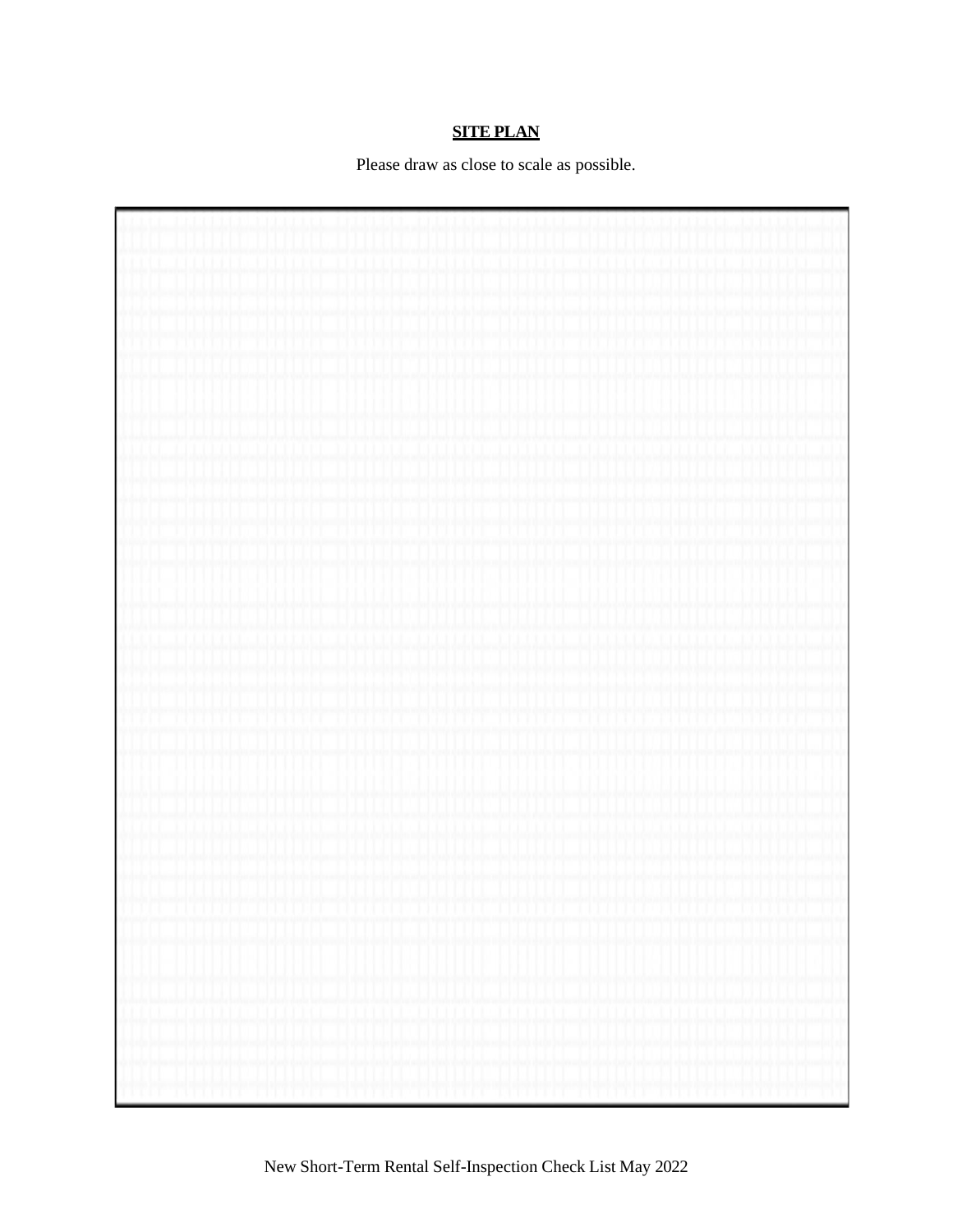## SITE PLAN

Please draw as close to scale as possible.